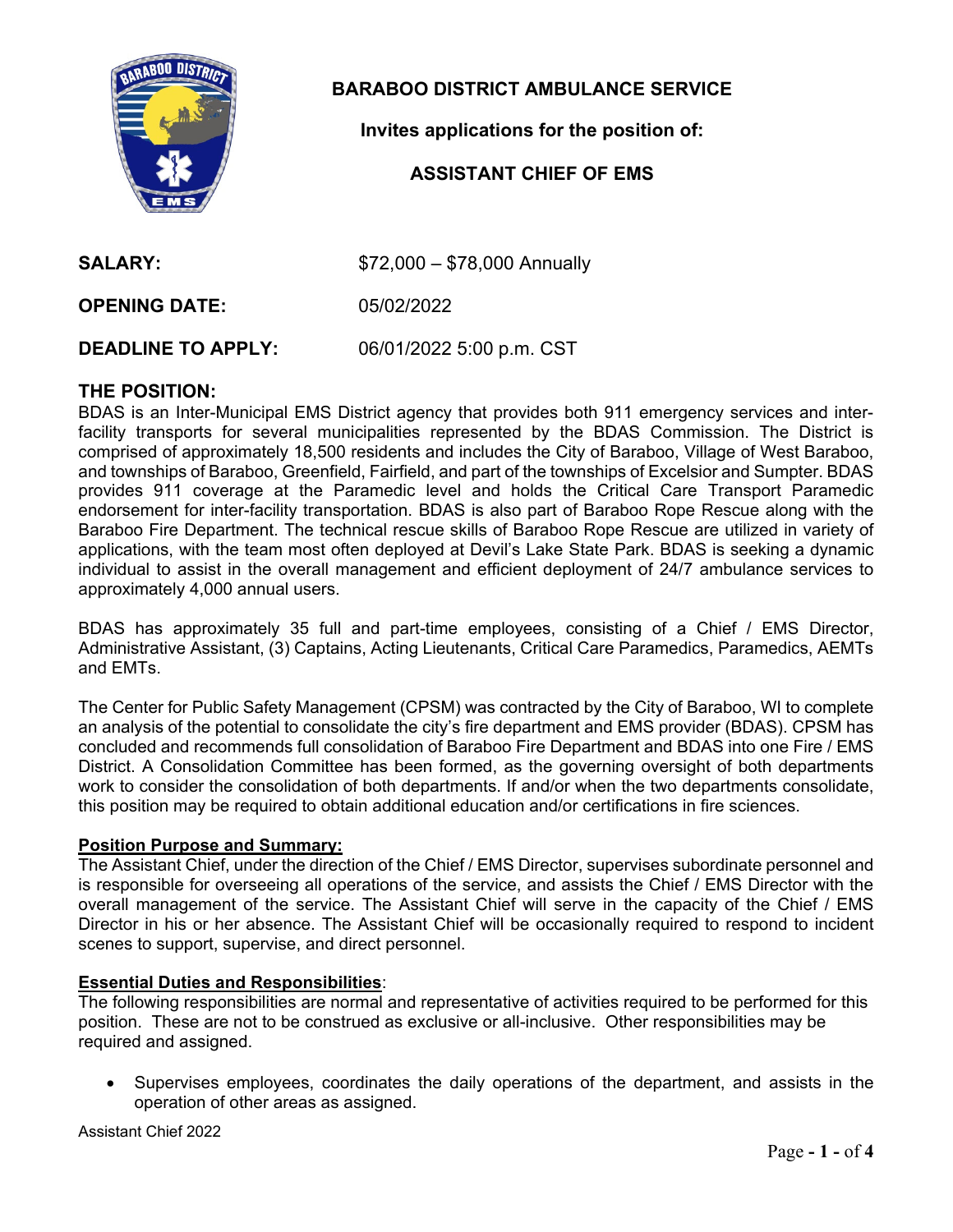# BARABOO DISTRICT AMBULANCE SERVICE

**Invites applications for the position of:**

## ASSISTANT CHIEF OF EMS

| | |
|---|---|
| **SALARY:** | $72,000 – $78,000 Annually |
| **OPENING DATE:** | 05/02/2022 |
| **DEADLINE TO APPLY:** | 06/01/2022 5:00 p.m. CST |

## THE POSITION:

BDAS is an Inter-Municipal EMS District agency that provides both 911 emergency services and inter-facility transports for several municipalities represented by the BDAS Commission. The District is comprised of approximately 18,500 residents and includes the City of Baraboo, Village of West Baraboo, and townships of Baraboo, Greenfield, Fairfield, and part of the townships of Excelsior and Sumpter. BDAS provides 911 coverage at the Paramedic level and holds the Critical Care Transport Paramedic endorsement for inter-facility transportation. BDAS is also part of Baraboo Rope Rescue along with the Baraboo Fire Department. The technical rescue skills of Baraboo Rope Rescue are utilized in variety of applications, with the team most often deployed at Devil's Lake State Park. BDAS is seeking a dynamic individual to assist in the overall management and efficient deployment of 24/7 ambulance services to approximately 4,000 annual users.

BDAS has approximately 35 full and part-time employees, consisting of a Chief / EMS Director, Administrative Assistant, (3) Captains, Acting Lieutenants, Critical Care Paramedics, Paramedics, AEMTs and EMTs.

The Center for Public Safety Management (CPSM) was contracted by the City of Baraboo, WI to complete an analysis of the potential to consolidate the city's fire department and EMS provider (BDAS). CPSM has concluded and recommends full consolidation of Baraboo Fire Department and BDAS into one Fire / EMS District. A Consolidation Committee has been formed, as the governing oversight of both departments work to consider the consolidation of both departments. If and/or when the two departments consolidate, this position may be required to obtain additional education and/or certifications in fire sciences.

### Position Purpose and Summary:

The Assistant Chief, under the direction of the Chief / EMS Director, supervises subordinate personnel and is responsible for overseeing all operations of the service, and assists the Chief / EMS Director with the overall management of the service. The Assistant Chief will serve in the capacity of the Chief / EMS Director in his or her absence. The Assistant Chief will be occasionally required to respond to incident scenes to support, supervise, and direct personnel.

### Essential Duties and Responsibilities:

The following responsibilities are normal and representative of activities required to be performed for this position. These are not to be construed as exclusive or all-inclusive. Other responsibilities may be required and assigned.

- Supervises employees, coordinates the daily operations of the department, and assists in the operation of other areas as assigned.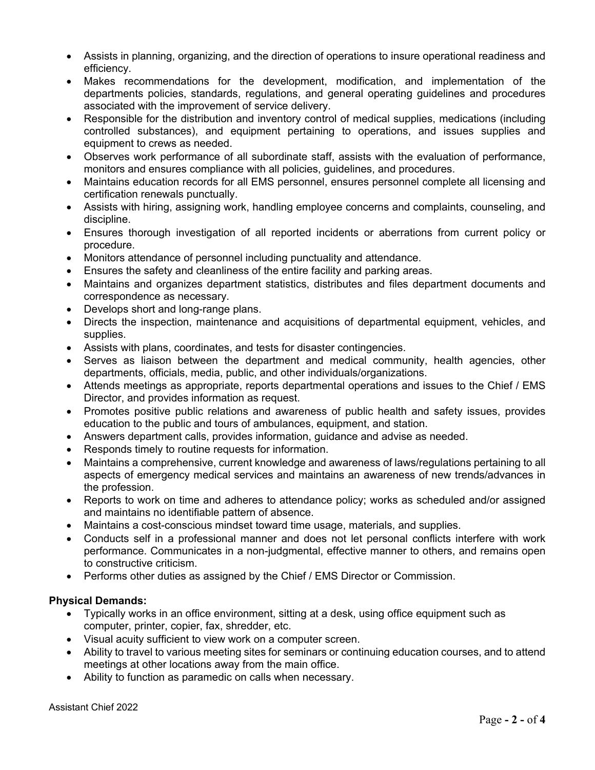- Assists in planning, organizing, and the direction of operations to insure operational readiness and efficiency.
- Makes recommendations for the development, modification, and implementation of the departments policies, standards, regulations, and general operating guidelines and procedures associated with the improvement of service delivery.
- Responsible for the distribution and inventory control of medical supplies, medications (including controlled substances), and equipment pertaining to operations, and issues supplies and equipment to crews as needed.
- Observes work performance of all subordinate staff, assists with the evaluation of performance, monitors and ensures compliance with all policies, guidelines, and procedures.
- Maintains education records for all EMS personnel, ensures personnel complete all licensing and certification renewals punctually.
- Assists with hiring, assigning work, handling employee concerns and complaints, counseling, and discipline.
- Ensures thorough investigation of all reported incidents or aberrations from current policy or procedure.
- Monitors attendance of personnel including punctuality and attendance.
- Ensures the safety and cleanliness of the entire facility and parking areas.
- Maintains and organizes department statistics, distributes and files department documents and correspondence as necessary.
- Develops short and long-range plans.
- Directs the inspection, maintenance and acquisitions of departmental equipment, vehicles, and supplies.
- Assists with plans, coordinates, and tests for disaster contingencies.
- Serves as liaison between the department and medical community, health agencies, other departments, officials, media, public, and other individuals/organizations.
- Attends meetings as appropriate, reports departmental operations and issues to the Chief / EMS Director, and provides information as request.
- Promotes positive public relations and awareness of public health and safety issues, provides education to the public and tours of ambulances, equipment, and station.
- Answers department calls, provides information, guidance and advise as needed.
- Responds timely to routine requests for information.
- Maintains a comprehensive, current knowledge and awareness of laws/regulations pertaining to all aspects of emergency medical services and maintains an awareness of new trends/advances in the profession.
- Reports to work on time and adheres to attendance policy; works as scheduled and/or assigned and maintains no identifiable pattern of absence.
- Maintains a cost-conscious mindset toward time usage, materials, and supplies.
- Conducts self in a professional manner and does not let personal conflicts interfere with work performance. Communicates in a non-judgmental, effective manner to others, and remains open to constructive criticism.
- Performs other duties as assigned by the Chief / EMS Director or Commission.

**Physical Demands:**

- Typically works in an office environment, sitting at a desk, using office equipment such as computer, printer, copier, fax, shredder, etc.
- Visual acuity sufficient to view work on a computer screen.
- Ability to travel to various meeting sites for seminars or continuing education courses, and to attend meetings at other locations away from the main office.
- Ability to function as paramedic on calls when necessary.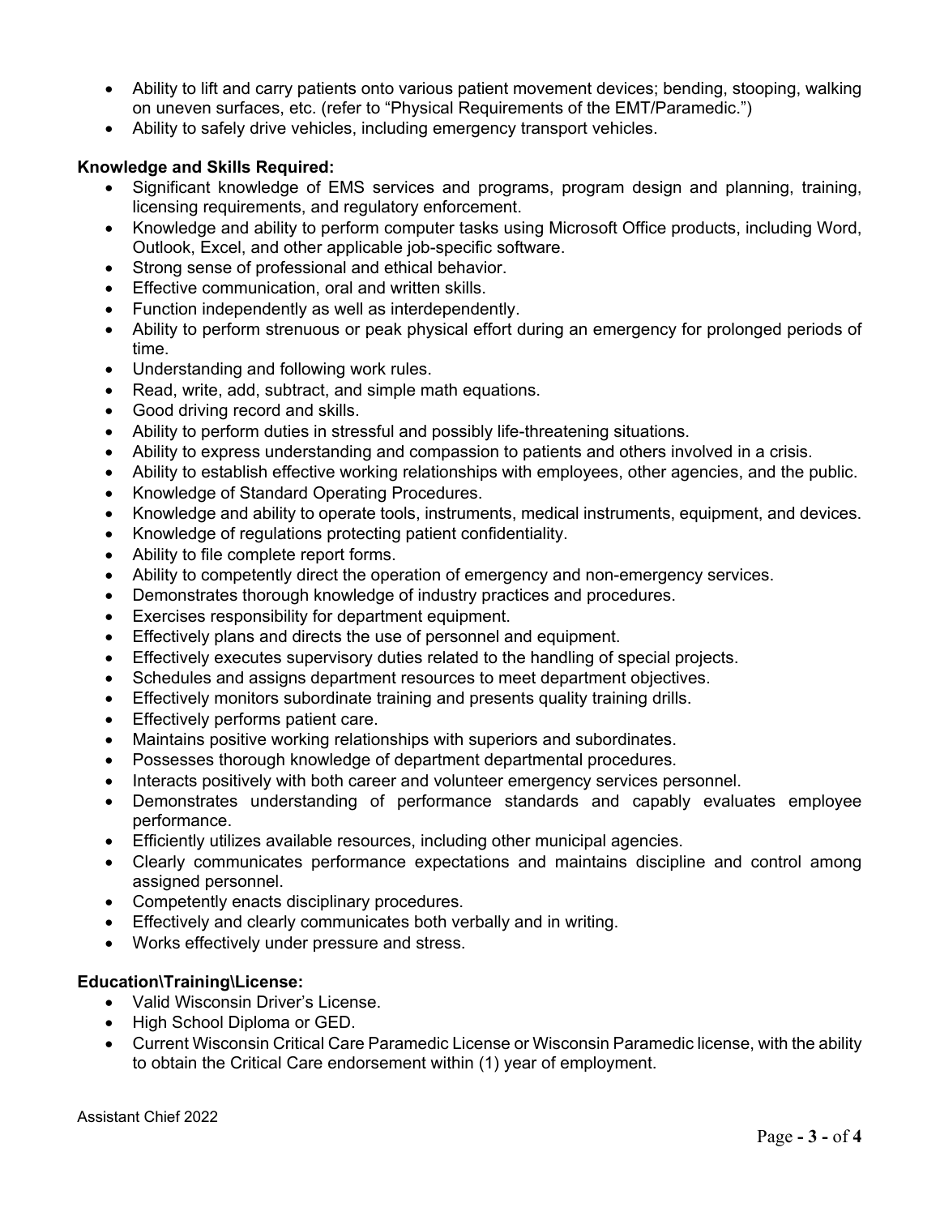- Ability to lift and carry patients onto various patient movement devices; bending, stooping, walking on uneven surfaces, etc. (refer to "Physical Requirements of the EMT/Paramedic.")
- Ability to safely drive vehicles, including emergency transport vehicles.

**Knowledge and Skills Required:**

- Significant knowledge of EMS services and programs, program design and planning, training, licensing requirements, and regulatory enforcement.
- Knowledge and ability to perform computer tasks using Microsoft Office products, including Word, Outlook, Excel, and other applicable job-specific software.
- Strong sense of professional and ethical behavior.
- Effective communication, oral and written skills.
- Function independently as well as interdependently.
- Ability to perform strenuous or peak physical effort during an emergency for prolonged periods of time.
- Understanding and following work rules.
- Read, write, add, subtract, and simple math equations.
- Good driving record and skills.
- Ability to perform duties in stressful and possibly life-threatening situations.
- Ability to express understanding and compassion to patients and others involved in a crisis.
- Ability to establish effective working relationships with employees, other agencies, and the public.
- Knowledge of Standard Operating Procedures.
- Knowledge and ability to operate tools, instruments, medical instruments, equipment, and devices.
- Knowledge of regulations protecting patient confidentiality.
- Ability to file complete report forms.
- Ability to competently direct the operation of emergency and non-emergency services.
- Demonstrates thorough knowledge of industry practices and procedures.
- Exercises responsibility for department equipment.
- Effectively plans and directs the use of personnel and equipment.
- Effectively executes supervisory duties related to the handling of special projects.
- Schedules and assigns department resources to meet department objectives.
- Effectively monitors subordinate training and presents quality training drills.
- Effectively performs patient care.
- Maintains positive working relationships with superiors and subordinates.
- Possesses thorough knowledge of department departmental procedures.
- Interacts positively with both career and volunteer emergency services personnel.
- Demonstrates understanding of performance standards and capably evaluates employee performance.
- Efficiently utilizes available resources, including other municipal agencies.
- Clearly communicates performance expectations and maintains discipline and control among assigned personnel.
- Competently enacts disciplinary procedures.
- Effectively and clearly communicates both verbally and in writing.
- Works effectively under pressure and stress.

**Education\Training\License:**

- Valid Wisconsin Driver's License.
- High School Diploma or GED.
- Current Wisconsin Critical Care Paramedic License or Wisconsin Paramedic license, with the ability to obtain the Critical Care endorsement within (1) year of employment.

Assistant Chief 2022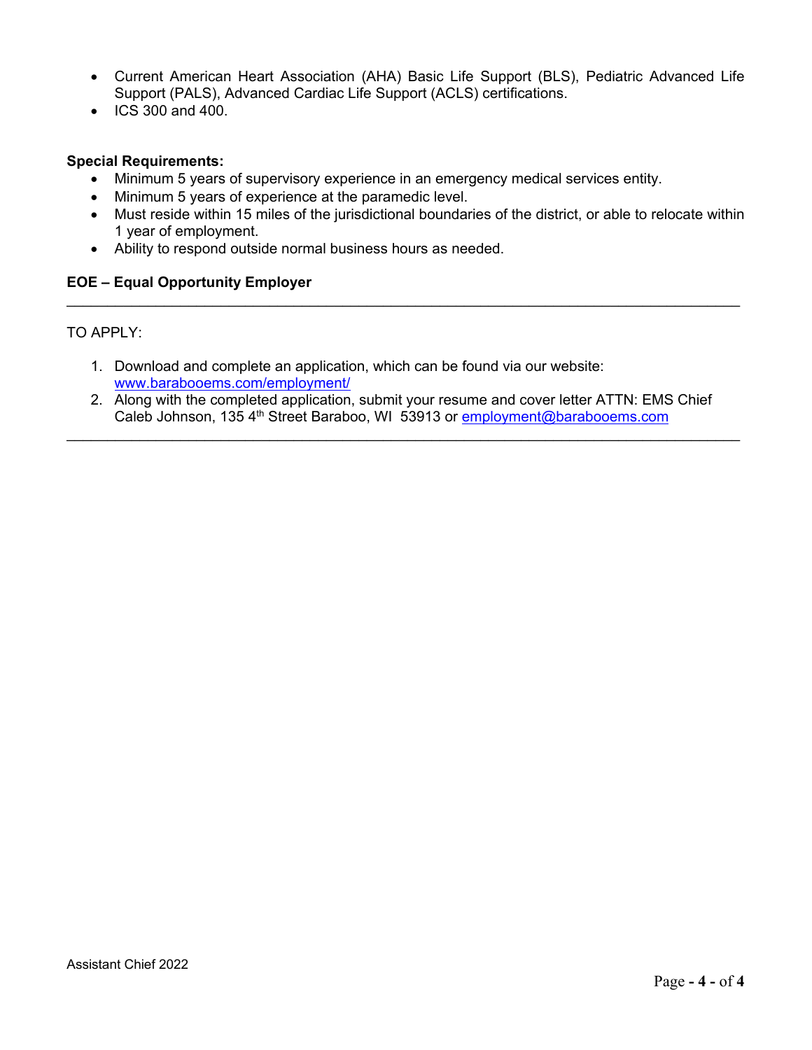- Current American Heart Association (AHA) Basic Life Support (BLS), Pediatric Advanced Life Support (PALS), Advanced Cardiac Life Support (ACLS) certifications.
- ICS 300 and 400.

**Special Requirements:**

- Minimum 5 years of supervisory experience in an emergency medical services entity.
- Minimum 5 years of experience at the paramedic level.
- Must reside within 15 miles of the jurisdictional boundaries of the district, or able to relocate within 1 year of employment.
- Ability to respond outside normal business hours as needed.

**EOE – Equal Opportunity Employer**

---

TO APPLY:

1. Download and complete an application, which can be found via our website: www.barabooems.com/employment/
2. Along with the completed application, submit your resume and cover letter ATTN: EMS Chief Caleb Johnson, 135 4th Street Baraboo, WI 53913 or employment@barabooems.com

---

Assistant Chief 2022